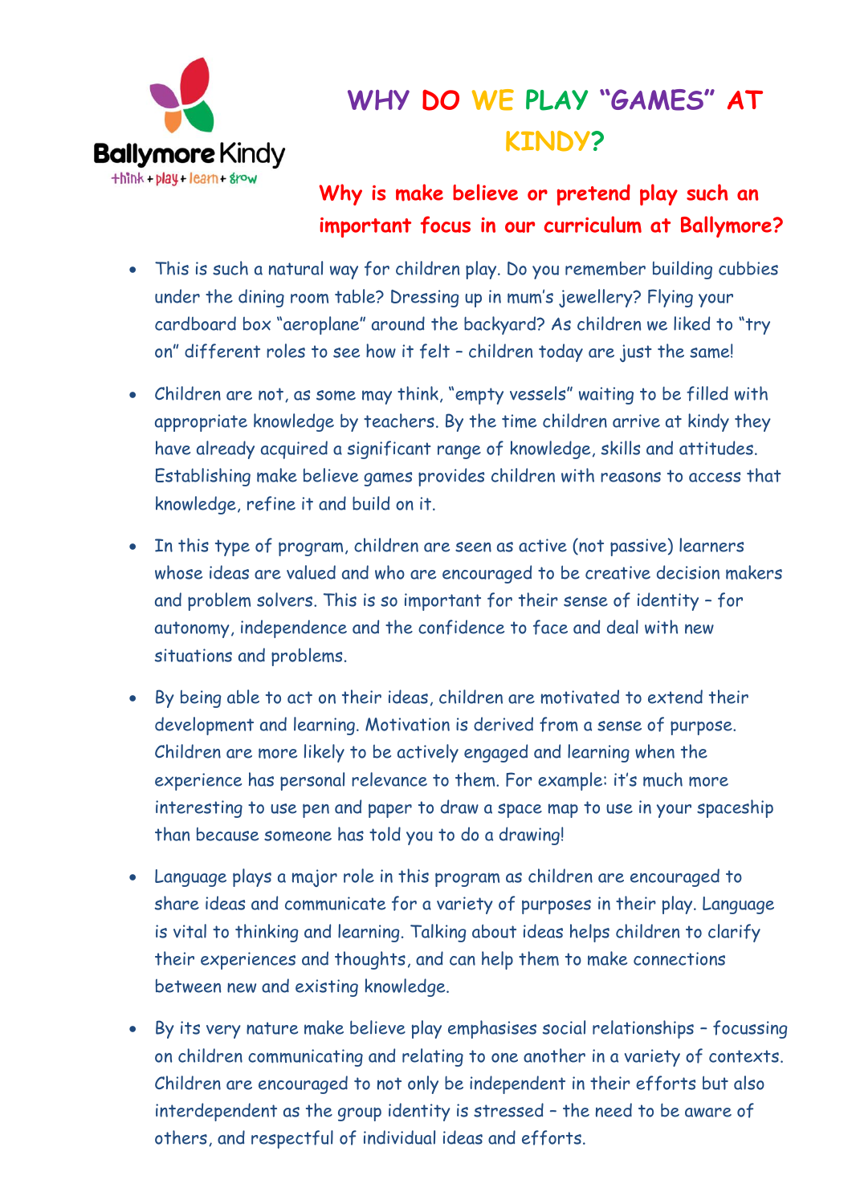Ballymore Kindy

think + play + learn + grow

# WHY DO WE PLAY "GAMES" AT KINDY?

## Why is make believe or pretend play such an important focus in our curriculum at Ballymore?

- This is such a natural way for children play. Do you remember building cubbies under the dining room table? Dressing up in mum's jewellery? Flying your cardboard box "aeroplane" around the backyard? As children we liked to "try on" different roles to see how it felt – children today are just the same!
- Children are not, as some may think, "empty vessels" waiting to be filled with appropriate knowledge by teachers. By the time children arrive at kindy they have already acquired a significant range of knowledge, skills and attitudes. Establishing make believe games provides children with reasons to access that knowledge, refine it and build on it.
- In this type of program, children are seen as active (not passive) learners whose ideas are valued and who are encouraged to be creative decision makers and problem solvers. This is so important for their sense of identity – for autonomy, independence and the confidence to face and deal with new situations and problems.
- By being able to act on their ideas, children are motivated to extend their development and learning. Motivation is derived from a sense of purpose. Children are more likely to be actively engaged and learning when the experience has personal relevance to them. For example: it's much more interesting to use pen and paper to draw a space map to use in your spaceship than because someone has told you to do a drawing!
- Language plays a major role in this program as children are encouraged to share ideas and communicate for a variety of purposes in their play. Language is vital to thinking and learning. Talking about ideas helps children to clarify their experiences and thoughts, and can help them to make connections between new and existing knowledge.
- By its very nature make believe play emphasises social relationships – focussing on children communicating and relating to one another in a variety of contexts. Children are encouraged to not only be independent in their efforts but also interdependent as the group identity is stressed – the need to be aware of others, and respectful of individual ideas and efforts.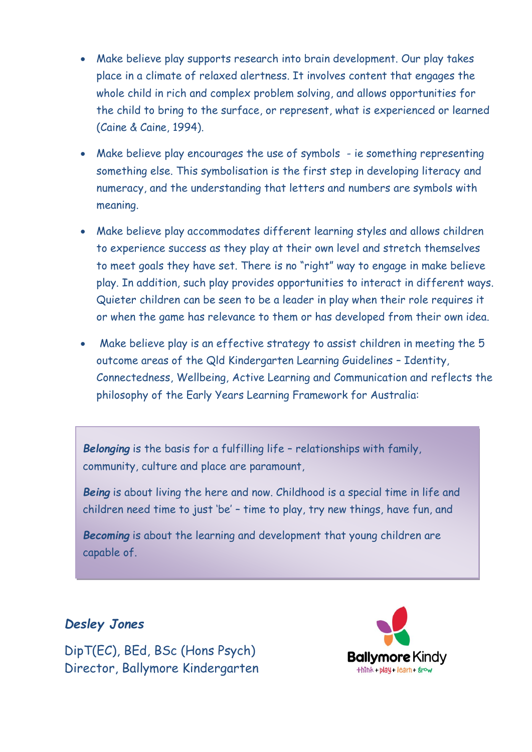- Make believe play supports research into brain development. Our play takes place in a climate of relaxed alertness. It involves content that engages the whole child in rich and complex problem solving, and allows opportunities for the child to bring to the surface, or represent, what is experienced or learned (Caine & Caine, 1994).

- Make believe play encourages the use of symbols - ie something representing something else. This symbolisation is the first step in developing literacy and numeracy, and the understanding that letters and numbers are symbols with meaning.

- Make believe play accommodates different learning styles and allows children to experience success as they play at their own level and stretch themselves to meet goals they have set. There is no "right" way to engage in make believe play. In addition, such play provides opportunities to interact in different ways. Quieter children can be seen to be a leader in play when their role requires it or when the game has relevance to them or has developed from their own idea.

- Make believe play is an effective strategy to assist children in meeting the 5 outcome areas of the Qld Kindergarten Learning Guidelines – Identity, Connectedness, Wellbeing, Active Learning and Communication and reflects the philosophy of the Early Years Learning Framework for Australia:

> ***Belonging*** is the basis for a fulfilling life – relationships with family, community, culture and place are paramount,
>
> ***Being*** is about living the here and now. Childhood is a special time in life and children need time to just 'be' – time to play, try new things, have fun, and
>
> ***Becoming*** is about the learning and development that young children are capable of.

***Desley Jones***

DipT(EC), BEd, BSc (Hons Psych)
Director, Ballymore Kindergarten

Ballymore Kindy
think + play + learn + grow